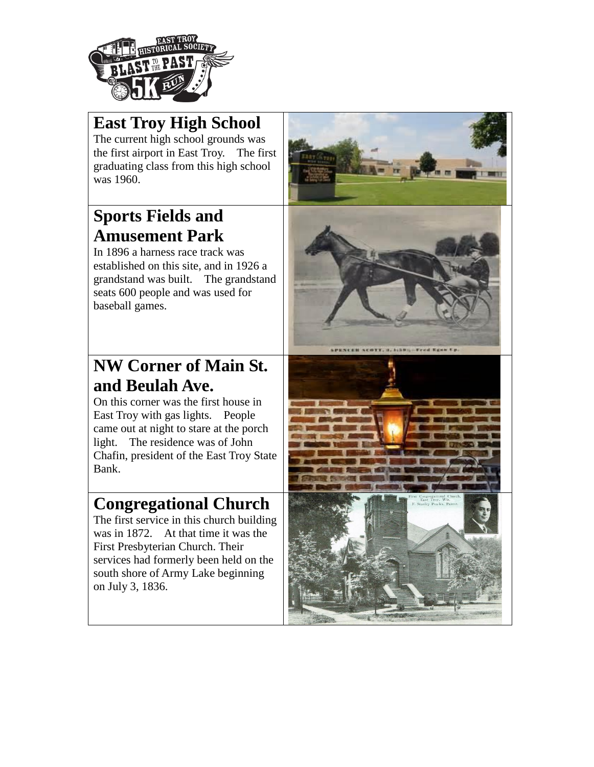## East Troy High School

The current high school grounds was the first airport in East Troy. The first graduating class from this high school was 1960.

## Sports Fields and Amusement Park

In 1896 a harness race track was established on this site, and in 1926 a grandstand was built. The grandstand seats 600 people and was used for baseball games.

## NW Corner of Main St. and Beulah Ave.

On this corner was the first house in East Troy with gas lights. People came out at night to stare at the porch light. The residence was of John Chafin, president of the East Troy State Bank.

## Congregational Church

The first service in this church building was in 1872. At that time it was the First Presbyterian Church. Their services had formerly been held on the south shore of Army Lake beginning on July 3, 1836.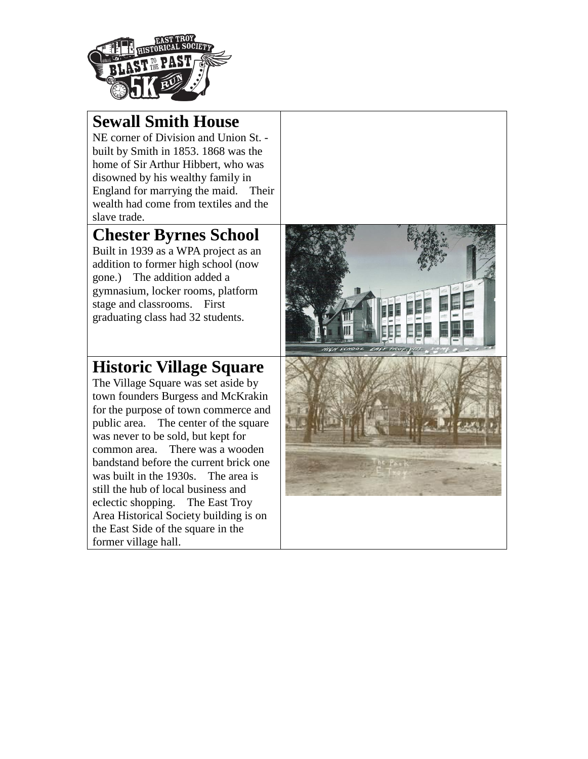## Sewall Smith House

NE corner of Division and Union St. - built by Smith in 1853. 1868 was the home of Sir Arthur Hibbert, who was disowned by his wealthy family in England for marrying the maid. Their wealth had come from textiles and the slave trade.

## Chester Byrnes School

Built in 1939 as a WPA project as an addition to former high school (now gone.) The addition added a gymnasium, locker rooms, platform stage and classrooms. First graduating class had 32 students.

## Historic Village Square

The Village Square was set aside by town founders Burgess and McKrakin for the purpose of town commerce and public area. The center of the square was never to be sold, but kept for common area. There was a wooden bandstand before the current brick one was built in the 1930s. The area is still the hub of local business and eclectic shopping. The East Troy Area Historical Society building is on the East Side of the square in the former village hall.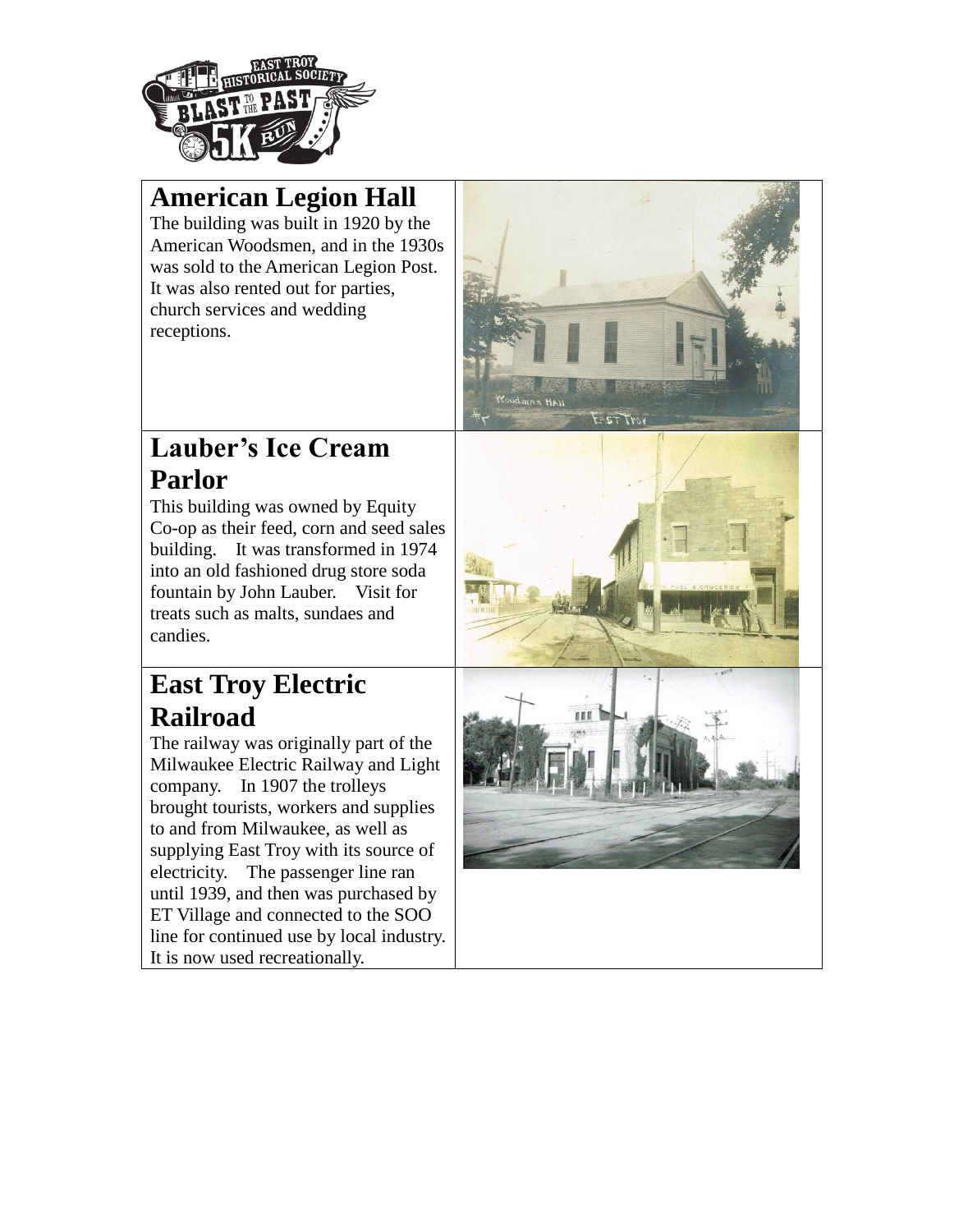## American Legion Hall

The building was built in 1920 by the American Woodsmen, and in the 1930s was sold to the American Legion Post. It was also rented out for parties, church services and wedding receptions.

## Lauber's Ice Cream Parlor

This building was owned by Equity Co-op as their feed, corn and seed sales building. It was transformed in 1974 into an old fashioned drug store soda fountain by John Lauber. Visit for treats such as malts, sundaes and candies.

## East Troy Electric Railroad

The railway was originally part of the Milwaukee Electric Railway and Light company. In 1907 the trolleys brought tourists, workers and supplies to and from Milwaukee, as well as supplying East Troy with its source of electricity. The passenger line ran until 1939, and then was purchased by ET Village and connected to the SOO line for continued use by local industry. It is now used recreationally.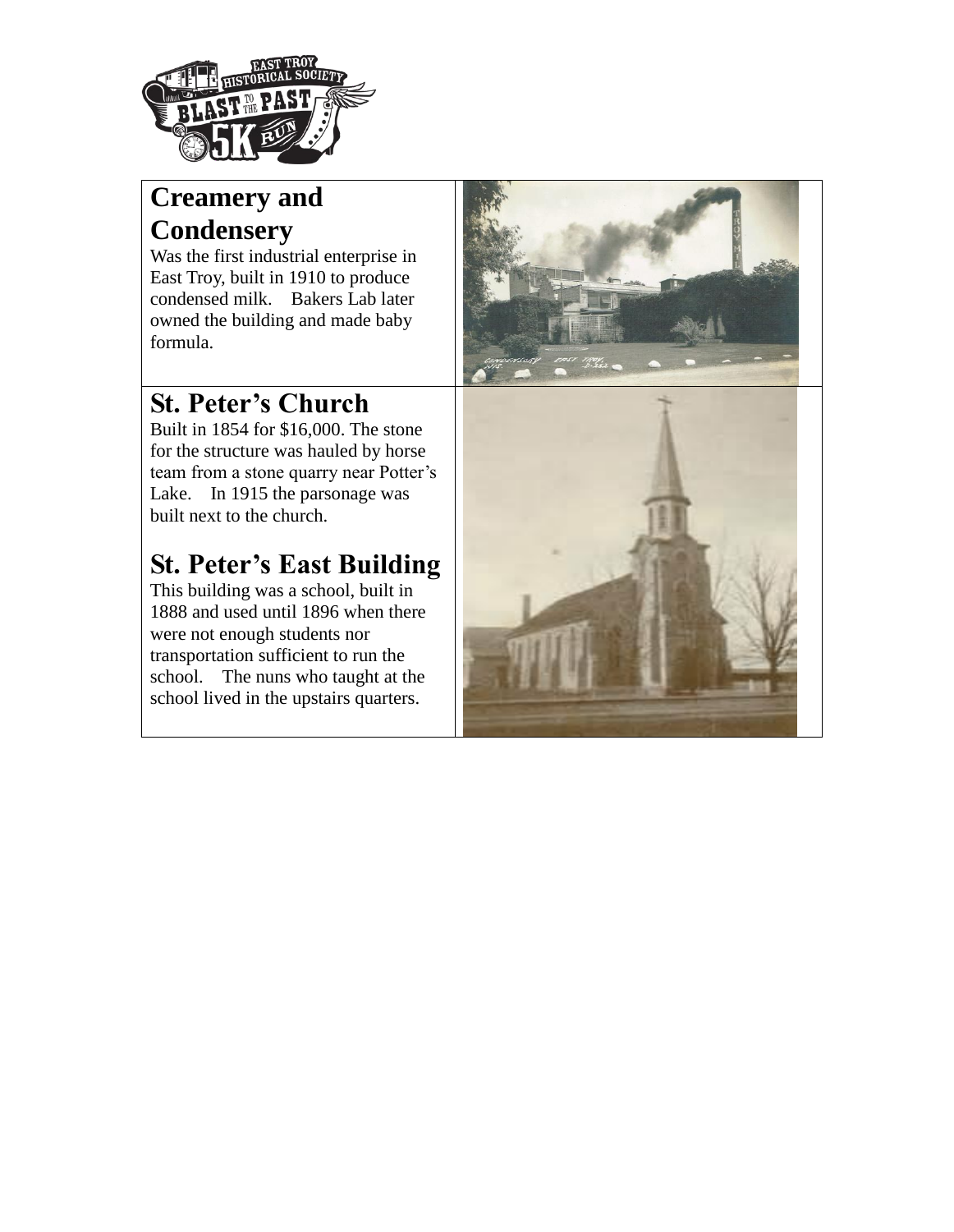## Creamery and Condensery

Was the first industrial enterprise in East Troy, built in 1910 to produce condensed milk. Bakers Lab later owned the building and made baby formula.

## St. Peter's Church

Built in 1854 for $16,000. The stone for the structure was hauled by horse team from a stone quarry near Potter's Lake. In 1915 the parsonage was built next to the church.

## St. Peter's East Building

This building was a school, built in 1888 and used until 1896 when there were not enough students nor transportation sufficient to run the school. The nuns who taught at the school lived in the upstairs quarters.